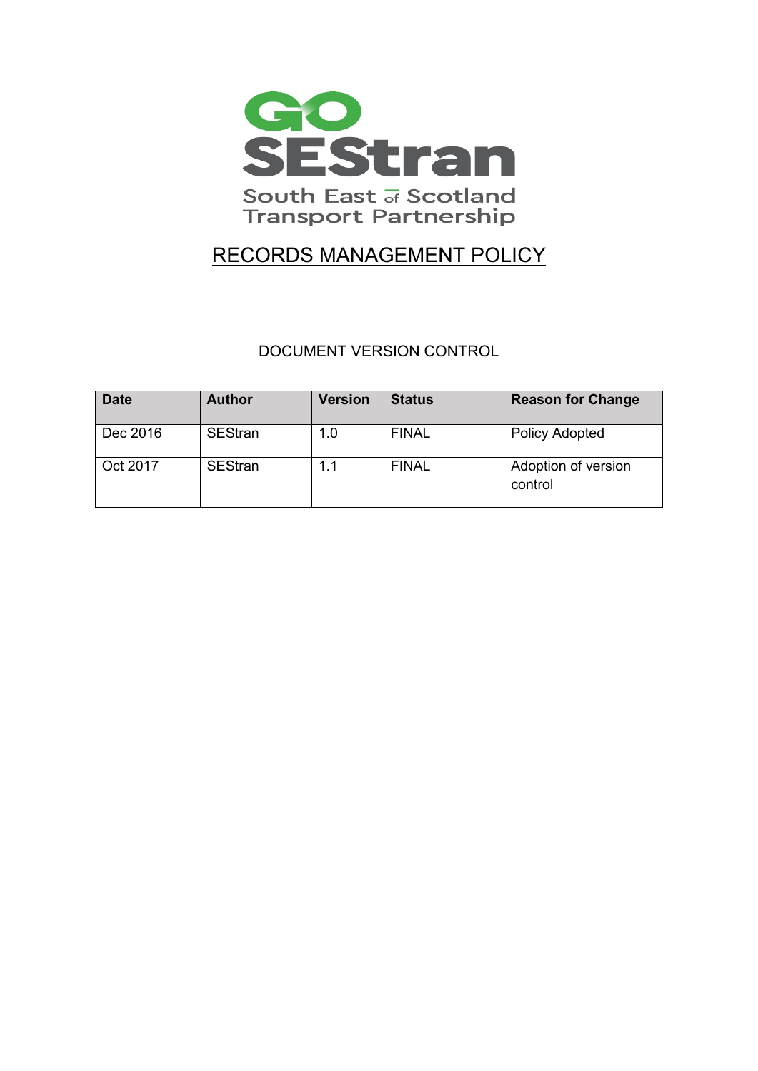GO SEStran

South East of Scotland Transport Partnership

# RECORDS MANAGEMENT POLICY

DOCUMENT VERSION CONTROL

| Date | Author | Version | Status | Reason for Change |
| --- | --- | --- | --- | --- |
| Dec 2016 | SEStran | 1.0 | FINAL | Policy Adopted |
| Oct 2017 | SEStran | 1.1 | FINAL | Adoption of version control |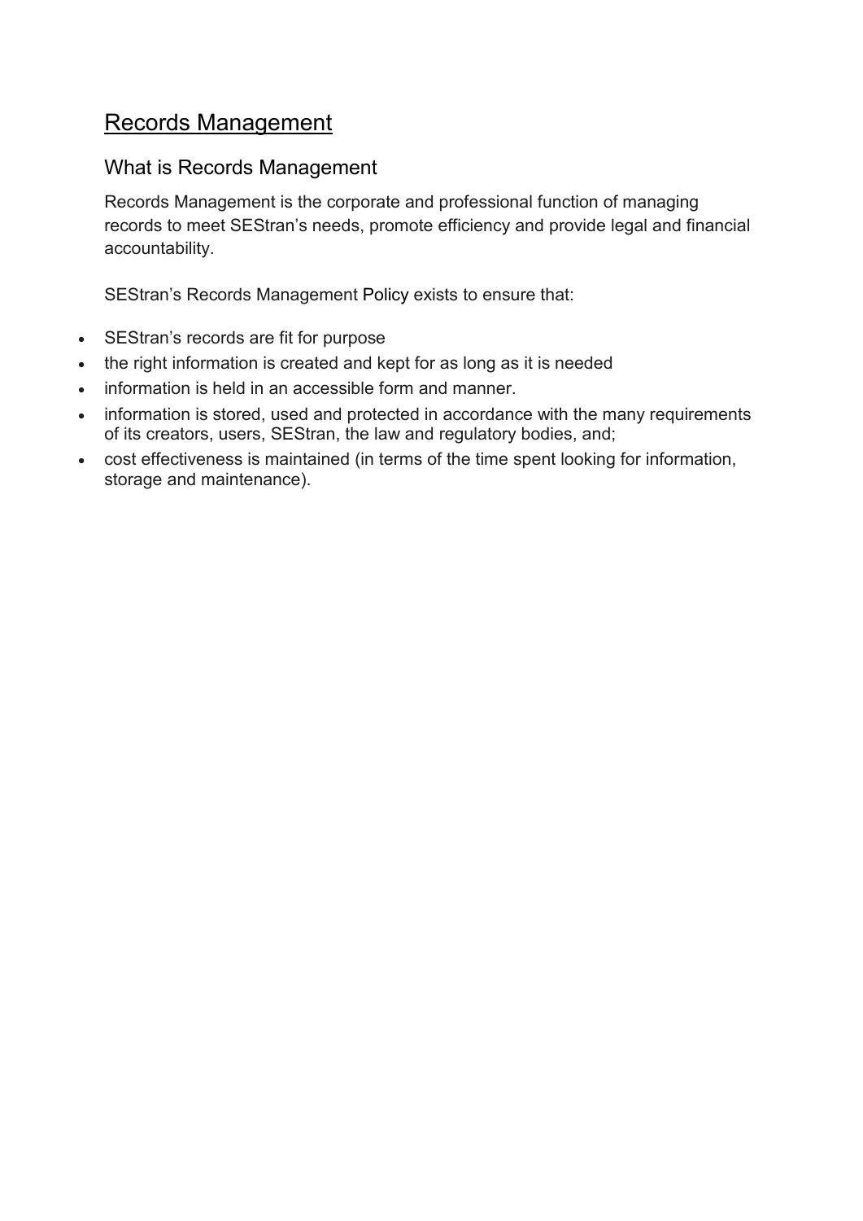# Records Management

## What is Records Management

Records Management is the corporate and professional function of managing records to meet SEStran's needs, promote efficiency and provide legal and financial accountability.

SEStran's Records Management Policy exists to ensure that:

- SEStran's records are fit for purpose
- the right information is created and kept for as long as it is needed
- information is held in an accessible form and manner.
- information is stored, used and protected in accordance with the many requirements of its creators, users, SEStran, the law and regulatory bodies, and;
- cost effectiveness is maintained (in terms of the time spent looking for information, storage and maintenance).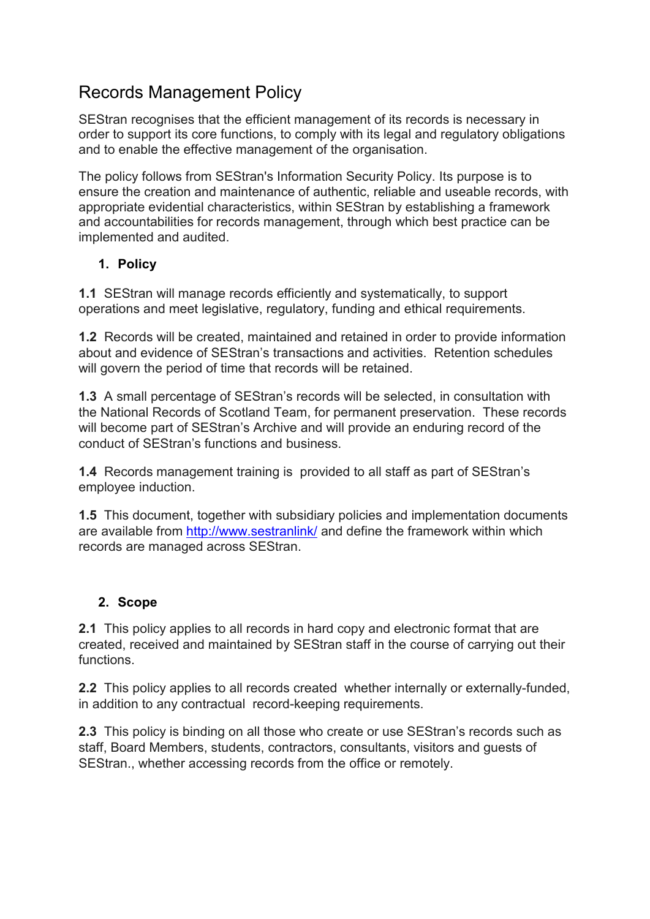# Records Management Policy

SEStran recognises that the efficient management of its records is necessary in order to support its core functions, to comply with its legal and regulatory obligations and to enable the effective management of the organisation.

The policy follows from SEStran's Information Security Policy. Its purpose is to ensure the creation and maintenance of authentic, reliable and useable records, with appropriate evidential characteristics, within SEStran by establishing a framework and accountabilities for records management, through which best practice can be implemented and audited.

## 1. Policy

**1.1** SEStran will manage records efficiently and systematically, to support operations and meet legislative, regulatory, funding and ethical requirements.

**1.2** Records will be created, maintained and retained in order to provide information about and evidence of SEStran's transactions and activities. Retention schedules will govern the period of time that records will be retained.

**1.3** A small percentage of SEStran's records will be selected, in consultation with the National Records of Scotland Team, for permanent preservation. These records will become part of SEStran's Archive and will provide an enduring record of the conduct of SEStran's functions and business.

**1.4** Records management training is provided to all staff as part of SEStran's employee induction.

**1.5** This document, together with subsidiary policies and implementation documents are available from http://www.sestranlink/ and define the framework within which records are managed across SEStran.

## 2. Scope

**2.1** This policy applies to all records in hard copy and electronic format that are created, received and maintained by SEStran staff in the course of carrying out their functions.

**2.2** This policy applies to all records created whether internally or externally-funded, in addition to any contractual record-keeping requirements.

**2.3** This policy is binding on all those who create or use SEStran's records such as staff, Board Members, students, contractors, consultants, visitors and guests of SEStran., whether accessing records from the office or remotely.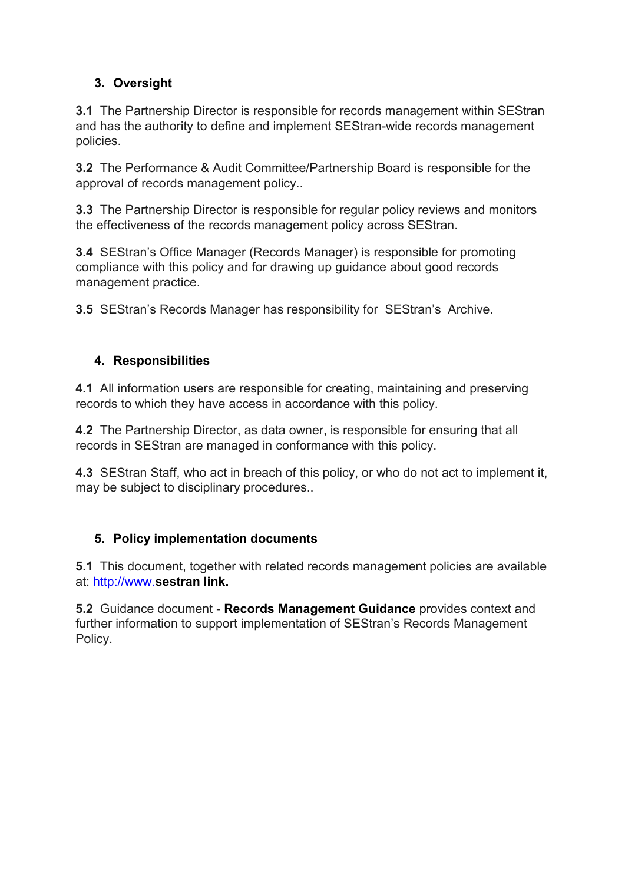## 3. Oversight

**3.1** The Partnership Director is responsible for records management within SEStran and has the authority to define and implement SEStran-wide records management policies.

**3.2** The Performance & Audit Committee/Partnership Board is responsible for the approval of records management policy..

**3.3** The Partnership Director is responsible for regular policy reviews and monitors the effectiveness of the records management policy across SEStran.

**3.4** SEStran's Office Manager (Records Manager) is responsible for promoting compliance with this policy and for drawing up guidance about good records management practice.

**3.5** SEStran's Records Manager has responsibility for SEStran's Archive.

## 4. Responsibilities

**4.1** All information users are responsible for creating, maintaining and preserving records to which they have access in accordance with this policy.

**4.2** The Partnership Director, as data owner, is responsible for ensuring that all records in SEStran are managed in conformance with this policy.

**4.3** SEStran Staff, who act in breach of this policy, or who do not act to implement it, may be subject to disciplinary procedures..

## 5. Policy implementation documents

**5.1** This document, together with related records management policies are available at: http://www.**sestran link.**

**5.2** Guidance document - **Records Management Guidance** provides context and further information to support implementation of SEStran's Records Management Policy.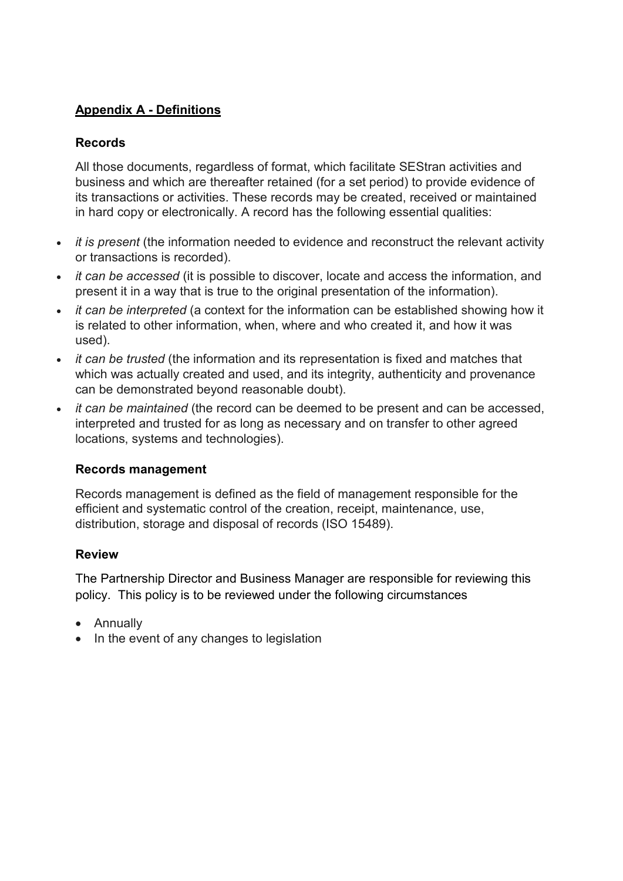## Appendix A - Definitions

### Records

All those documents, regardless of format, which facilitate SEStran activities and business and which are thereafter retained (for a set period) to provide evidence of its transactions or activities. These records may be created, received or maintained in hard copy or electronically. A record has the following essential qualities:

- *it is present* (the information needed to evidence and reconstruct the relevant activity or transactions is recorded).
- *it can be accessed* (it is possible to discover, locate and access the information, and present it in a way that is true to the original presentation of the information).
- *it can be interpreted* (a context for the information can be established showing how it is related to other information, when, where and who created it, and how it was used).
- *it can be trusted* (the information and its representation is fixed and matches that which was actually created and used, and its integrity, authenticity and provenance can be demonstrated beyond reasonable doubt).
- *it can be maintained* (the record can be deemed to be present and can be accessed, interpreted and trusted for as long as necessary and on transfer to other agreed locations, systems and technologies).

### Records management

Records management is defined as the field of management responsible for the efficient and systematic control of the creation, receipt, maintenance, use, distribution, storage and disposal of records (ISO 15489).

### Review

The Partnership Director and Business Manager are responsible for reviewing this policy. This policy is to be reviewed under the following circumstances

- Annually
- In the event of any changes to legislation